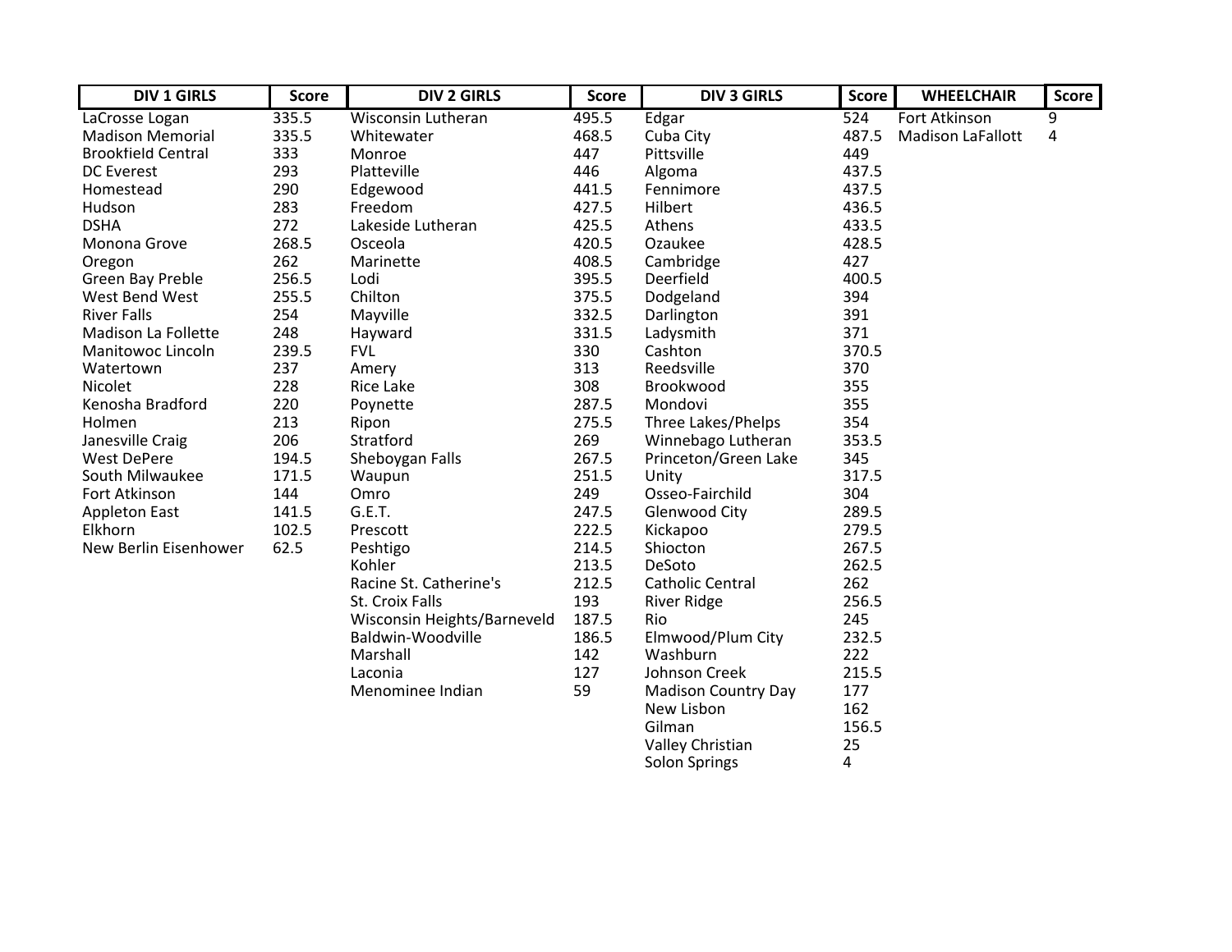| DIV 1 GIRLS | Score | DIV 2 GIRLS | Score | DIV 3 GIRLS | Score | WHEELCHAIR | Score |
|---|---|---|---|---|---|---|---|
| LaCrosse Logan | 335.5 | Wisconsin Lutheran | 495.5 | Edgar | 524 | Fort Atkinson | 9 |
| Madison Memorial | 335.5 | Whitewater | 468.5 | Cuba City | 487.5 | Madison LaFallott | 4 |
| Brookfield Central | 333 | Monroe | 447 | Pittsville | 449 | | |
| DC Everest | 293 | Platteville | 446 | Algoma | 437.5 | | |
| Homestead | 290 | Edgewood | 441.5 | Fennimore | 437.5 | | |
| Hudson | 283 | Freedom | 427.5 | Hilbert | 436.5 | | |
| DSHA | 272 | Lakeside Lutheran | 425.5 | Athens | 433.5 | | |
| Monona Grove | 268.5 | Osceola | 420.5 | Ozaukee | 428.5 | | |
| Oregon | 262 | Marinette | 408.5 | Cambridge | 427 | | |
| Green Bay Preble | 256.5 | Lodi | 395.5 | Deerfield | 400.5 | | |
| West Bend West | 255.5 | Chilton | 375.5 | Dodgeland | 394 | | |
| River Falls | 254 | Mayville | 332.5 | Darlington | 391 | | |
| Madison La Follette | 248 | Hayward | 331.5 | Ladysmith | 371 | | |
| Manitowoc Lincoln | 239.5 | FVL | 330 | Cashton | 370.5 | | |
| Watertown | 237 | Amery | 313 | Reedsville | 370 | | |
| Nicolet | 228 | Rice Lake | 308 | Brookwood | 355 | | |
| Kenosha Bradford | 220 | Poynette | 287.5 | Mondovi | 355 | | |
| Holmen | 213 | Ripon | 275.5 | Three Lakes/Phelps | 354 | | |
| Janesville Craig | 206 | Stratford | 269 | Winnebago Lutheran | 353.5 | | |
| West DePere | 194.5 | Sheboygan Falls | 267.5 | Princeton/Green Lake | 345 | | |
| South Milwaukee | 171.5 | Waupun | 251.5 | Unity | 317.5 | | |
| Fort Atkinson | 144 | Omro | 249 | Osseo-Fairchild | 304 | | |
| Appleton East | 141.5 | G.E.T. | 247.5 | Glenwood City | 289.5 | | |
| Elkhorn | 102.5 | Prescott | 222.5 | Kickapoo | 279.5 | | |
| New Berlin Eisenhower | 62.5 | Peshtigo | 214.5 | Shiocton | 267.5 | | |
| | | Kohler | 213.5 | DeSoto | 262.5 | | |
| | | Racine St. Catherine's | 212.5 | Catholic Central | 262 | | |
| | | St. Croix Falls | 193 | River Ridge | 256.5 | | |
| | | Wisconsin Heights/Barneveld | 187.5 | Rio | 245 | | |
| | | Baldwin-Woodville | 186.5 | Elmwood/Plum City | 232.5 | | |
| | | Marshall | 142 | Washburn | 222 | | |
| | | Laconia | 127 | Johnson Creek | 215.5 | | |
| | | Menominee Indian | 59 | Madison Country Day | 177 | | |
| | | | | New Lisbon | 162 | | |
| | | | | Gilman | 156.5 | | |
| | | | | Valley Christian | 25 | | |
| | | | | Solon Springs | 4 | | |